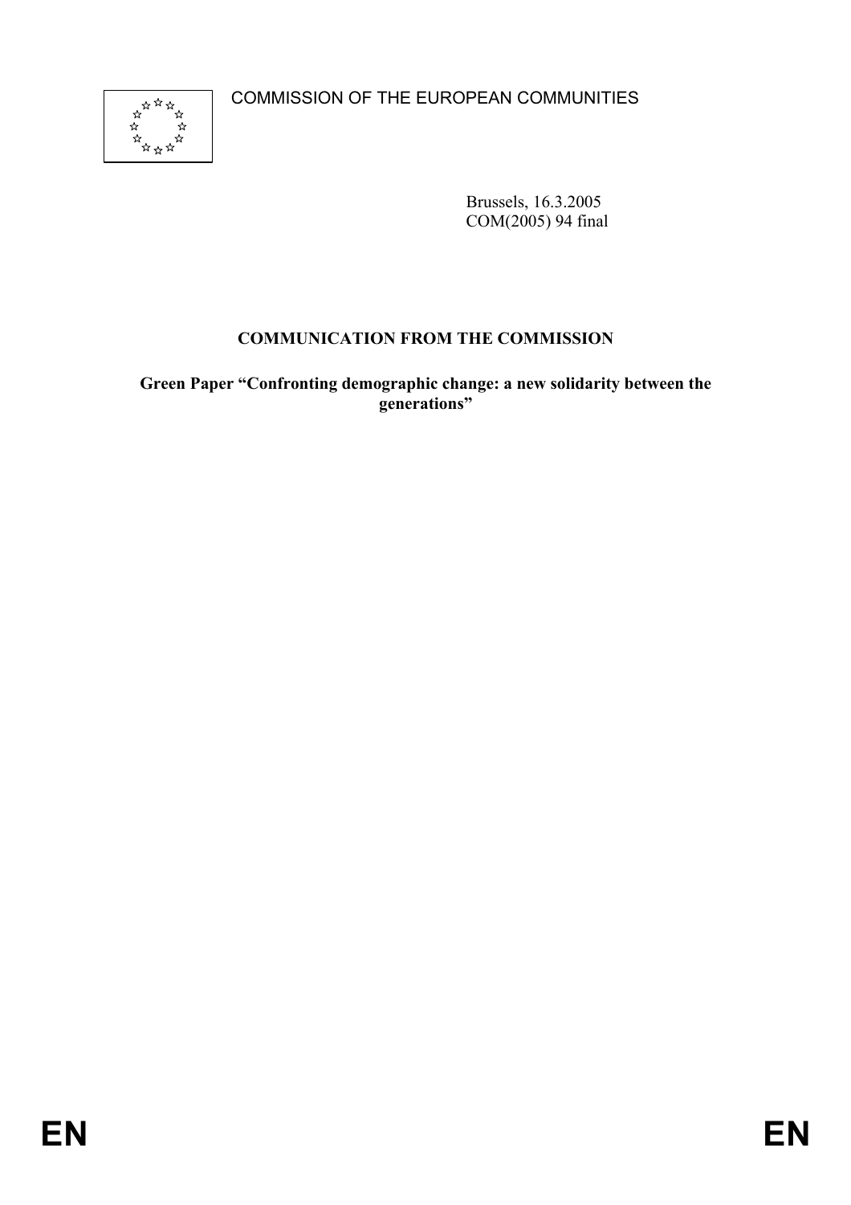COMMISSION OF THE EUROPEAN COMMUNITIES

Brussels, 16.3.2005
COM(2005) 94 final

**COMMUNICATION FROM THE COMMISSION**

**Green Paper "Confronting demographic change: a new solidarity between the generations"**

EN EN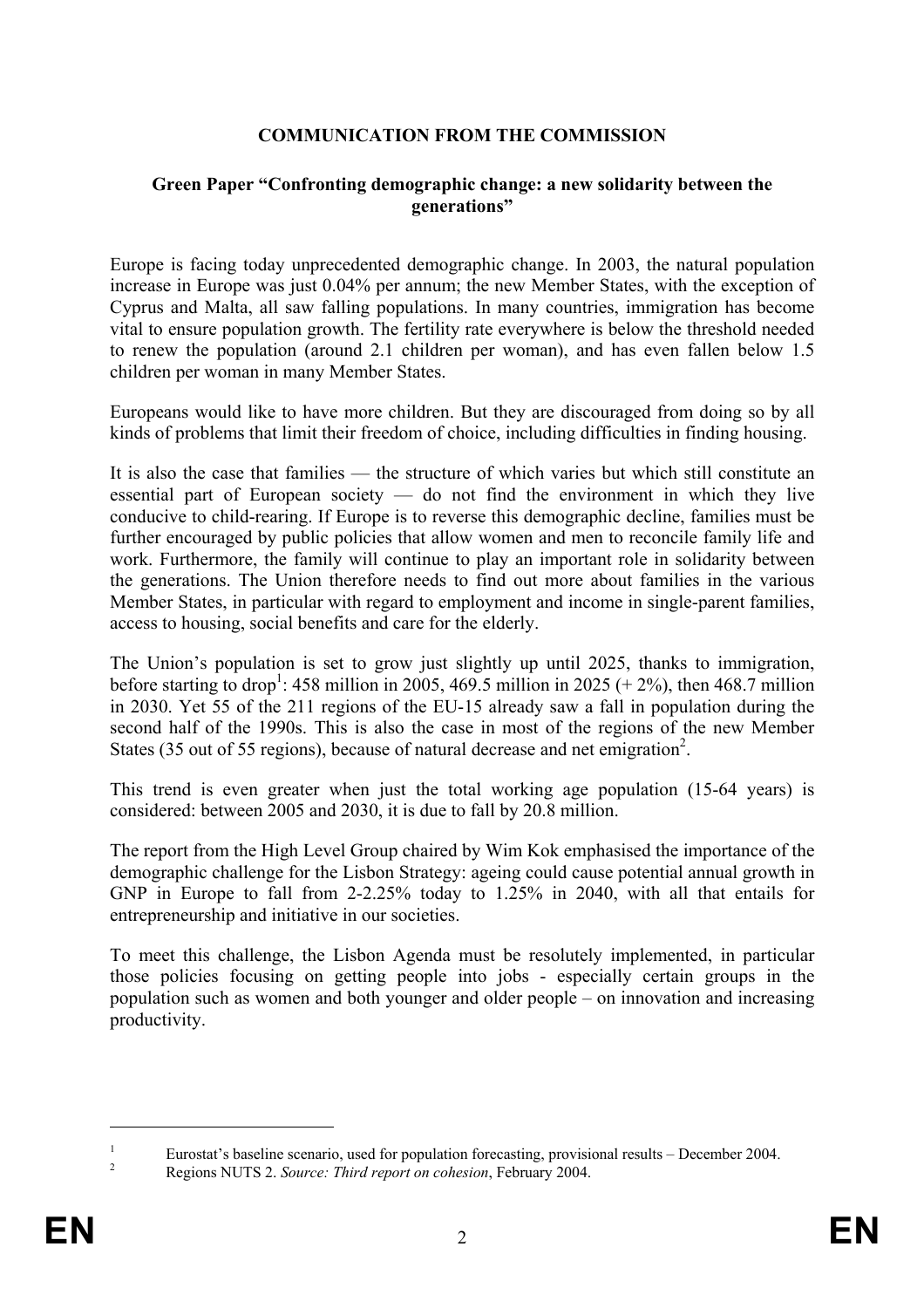# COMMUNICATION FROM THE COMMISSION

## Green Paper "Confronting demographic change: a new solidarity between the generations"

Europe is facing today unprecedented demographic change. In 2003, the natural population increase in Europe was just 0.04% per annum; the new Member States, with the exception of Cyprus and Malta, all saw falling populations. In many countries, immigration has become vital to ensure population growth. The fertility rate everywhere is below the threshold needed to renew the population (around 2.1 children per woman), and has even fallen below 1.5 children per woman in many Member States.

Europeans would like to have more children. But they are discouraged from doing so by all kinds of problems that limit their freedom of choice, including difficulties in finding housing.

It is also the case that families — the structure of which varies but which still constitute an essential part of European society — do not find the environment in which they live conducive to child-rearing. If Europe is to reverse this demographic decline, families must be further encouraged by public policies that allow women and men to reconcile family life and work. Furthermore, the family will continue to play an important role in solidarity between the generations. The Union therefore needs to find out more about families in the various Member States, in particular with regard to employment and income in single-parent families, access to housing, social benefits and care for the elderly.

The Union's population is set to grow just slightly up until 2025, thanks to immigration, before starting to drop[1]: 458 million in 2005, 469.5 million in 2025 (+ 2%), then 468.7 million in 2030. Yet 55 of the 211 regions of the EU-15 already saw a fall in population during the second half of the 1990s. This is also the case in most of the regions of the new Member States (35 out of 55 regions), because of natural decrease and net emigration[2].

This trend is even greater when just the total working age population (15-64 years) is considered: between 2005 and 2030, it is due to fall by 20.8 million.

The report from the High Level Group chaired by Wim Kok emphasised the importance of the demographic challenge for the Lisbon Strategy: ageing could cause potential annual growth in GNP in Europe to fall from 2-2.25% today to 1.25% in 2040, with all that entails for entrepreneurship and initiative in our societies.

To meet this challenge, the Lisbon Agenda must be resolutely implemented, in particular those policies focusing on getting people into jobs - especially certain groups in the population such as women and both younger and older people – on innovation and increasing productivity.

---

[1] Eurostat's baseline scenario, used for population forecasting, provisional results – December 2004.

[2] Regions NUTS 2. *Source: Third report on cohesion*, February 2004.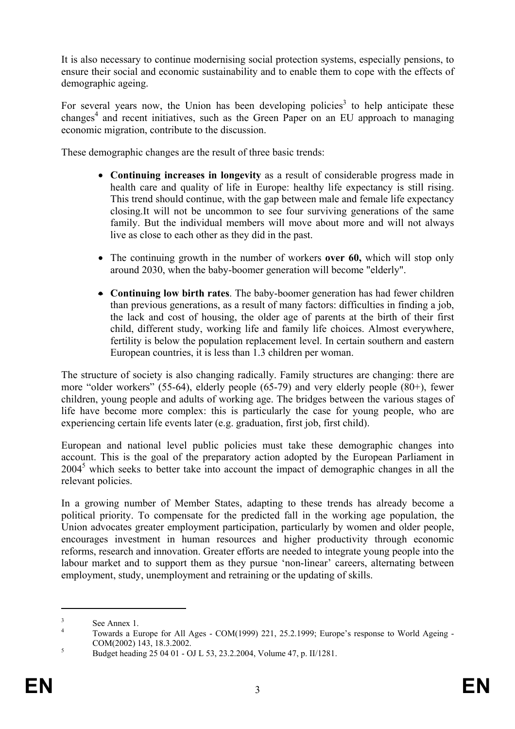It is also necessary to continue modernising social protection systems, especially pensions, to ensure their social and economic sustainability and to enable them to cope with the effects of demographic ageing.

For several years now, the Union has been developing policies[3] to help anticipate these changes[4] and recent initiatives, such as the Green Paper on an EU approach to managing economic migration, contribute to the discussion.

These demographic changes are the result of three basic trends:

- **Continuing increases in longevity** as a result of considerable progress made in health care and quality of life in Europe: healthy life expectancy is still rising. This trend should continue, with the gap between male and female life expectancy closing.It will not be uncommon to see four surviving generations of the same family. But the individual members will move about more and will not always live as close to each other as they did in the past.

- The continuing growth in the number of workers **over 60,** which will stop only around 2030, when the baby-boomer generation will become "elderly".

- **Continuing low birth rates**. The baby-boomer generation has had fewer children than previous generations, as a result of many factors: difficulties in finding a job, the lack and cost of housing, the older age of parents at the birth of their first child, different study, working life and family life choices. Almost everywhere, fertility is below the population replacement level. In certain southern and eastern European countries, it is less than 1.3 children per woman.

The structure of society is also changing radically. Family structures are changing: there are more "older workers" (55-64), elderly people (65-79) and very elderly people (80+), fewer children, young people and adults of working age. The bridges between the various stages of life have become more complex: this is particularly the case for young people, who are experiencing certain life events later (e.g. graduation, first job, first child).

European and national level public policies must take these demographic changes into account. This is the goal of the preparatory action adopted by the European Parliament in 2004[5] which seeks to better take into account the impact of demographic changes in all the relevant policies.

In a growing number of Member States, adapting to these trends has already become a political priority. To compensate for the predicted fall in the working age population, the Union advocates greater employment participation, particularly by women and older people, encourages investment in human resources and higher productivity through economic reforms, research and innovation. Greater efforts are needed to integrate young people into the labour market and to support them as they pursue 'non-linear' careers, alternating between employment, study, unemployment and retraining or the updating of skills.

---

[3] See Annex 1.

[4] Towards a Europe for All Ages - COM(1999) 221, 25.2.1999; Europe's response to World Ageing - COM(2002) 143, 18.3.2002.

[5] Budget heading 25 04 01 - OJ L 53, 23.2.2004, Volume 47, p. II/1281.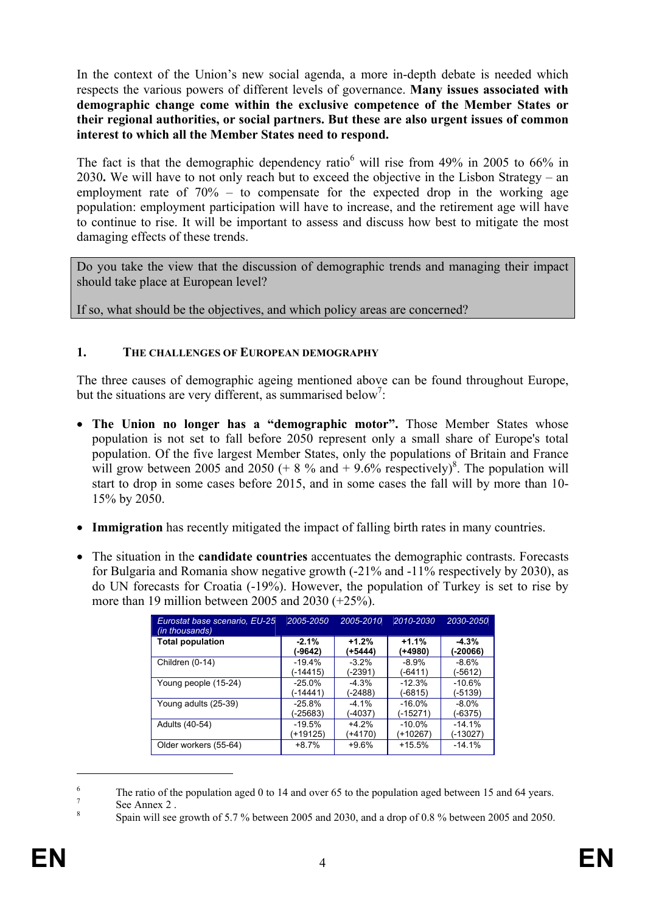In the context of the Union's new social agenda, a more in-depth debate is needed which respects the various powers of different levels of governance. **Many issues associated with demographic change come within the exclusive competence of the Member States or their regional authorities, or social partners. But these are also urgent issues of common interest to which all the Member States need to respond.**

The fact is that the demographic dependency ratio[6] will rise from 49% in 2005 to 66% in 2030**.** We will have to not only reach but to exceed the objective in the Lisbon Strategy – an employment rate of 70% – to compensate for the expected drop in the working age population: employment participation will have to increase, and the retirement age will have to continue to rise. It will be important to assess and discuss how best to mitigate the most damaging effects of these trends.

Do you take the view that the discussion of demographic trends and managing their impact should take place at European level?

If so, what should be the objectives, and which policy areas are concerned?

## 1. THE CHALLENGES OF EUROPEAN DEMOGRAPHY

The three causes of demographic ageing mentioned above can be found throughout Europe, but the situations are very different, as summarised below[7]:

- **The Union no longer has a "demographic motor".** Those Member States whose population is not set to fall before 2050 represent only a small share of Europe's total population. Of the five largest Member States, only the populations of Britain and France will grow between 2005 and 2050 (+ 8 % and + 9.6% respectively)[8]. The population will start to drop in some cases before 2015, and in some cases the fall will by more than 10-15% by 2050.
- **Immigration** has recently mitigated the impact of falling birth rates in many countries.
- The situation in the **candidate countries** accentuates the demographic contrasts. Forecasts for Bulgaria and Romania show negative growth (-21% and -11% respectively by 2030), as do UN forecasts for Croatia (-19%). However, the population of Turkey is set to rise by more than 19 million between 2005 and 2030 (+25%).

| *Eurostat base scenario, EU-25 (in thousands)* | *2005-2050* | *2005-2010* | *2010-2030* | *2030-2050* |
|---|---|---|---|---|
| **Total population** | **-2.1% (-9642)** | **+1.2% (+5444)** | **+1.1% (+4980)** | **-4.3% (-20066)** |
| Children (0-14) | -19.4% (-14415) | -3.2% (-2391) | -8.9% (-6411) | -8.6% (-5612) |
| Young people (15-24) | -25.0% (-14441) | -4.3% (-2488) | -12.3% (-6815) | -10.6% (-5139) |
| Young adults (25-39) | -25.8% (-25683) | -4.1% (-4037) | -16.0% (-15271) | -8.0% (-6375) |
| Adults (40-54) | -19.5% (+19125) | +4.2% (+4170) | -10.0% (+10267) | -14.1% (-13027) |
| Older workers (55-64) | +8.7% | +9.6% | +15.5% | -14.1% |

[6] The ratio of the population aged 0 to 14 and over 65 to the population aged between 15 and 64 years.

[7] See Annex 2 .

[8] Spain will see growth of 5.7 % between 2005 and 2030, and a drop of 0.8 % between 2005 and 2050.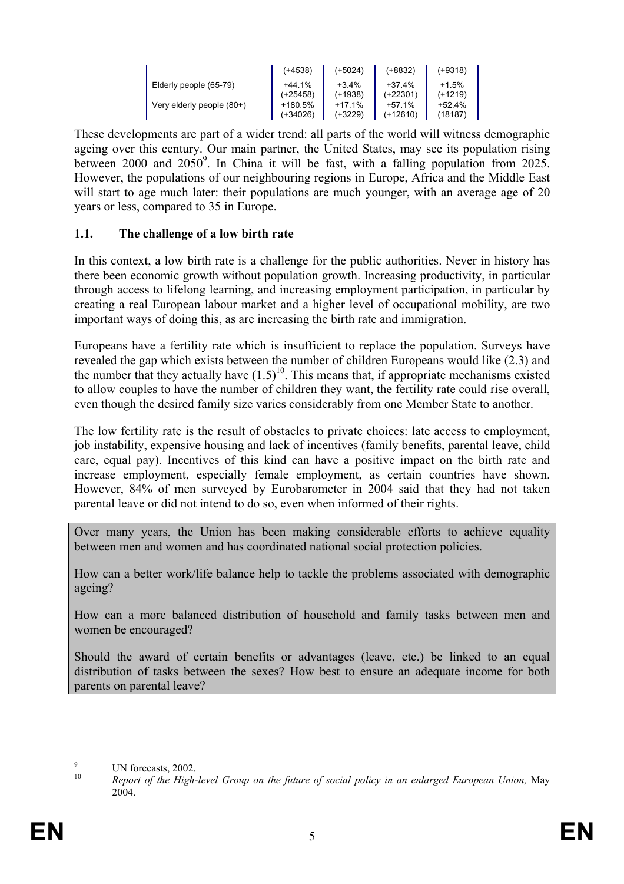| | | | | |
|---|---|---|---|---|
| | (+4538) | (+5024) | (+8832) | (+9318) |
| Elderly people (65-79) | +44.1% (+25458) | +3.4% (+1938) | +37.4% (+22301) | +1.5% (+1219) |
| Very elderly people (80+) | +180.5% (+34026) | +17.1% (+3229) | +57.1% (+12610) | +52.4% (18187) |

These developments are part of a wider trend: all parts of the world will witness demographic ageing over this century. Our main partner, the United States, may see its population rising between 2000 and 2050[9]. In China it will be fast, with a falling population from 2025. However, the populations of our neighbouring regions in Europe, Africa and the Middle East will start to age much later: their populations are much younger, with an average age of 20 years or less, compared to 35 in Europe.

### 1.1. The challenge of a low birth rate

In this context, a low birth rate is a challenge for the public authorities. Never in history has there been economic growth without population growth. Increasing productivity, in particular through access to lifelong learning, and increasing employment participation, in particular by creating a real European labour market and a higher level of occupational mobility, are two important ways of doing this, as are increasing the birth rate and immigration.

Europeans have a fertility rate which is insufficient to replace the population. Surveys have revealed the gap which exists between the number of children Europeans would like (2.3) and the number that they actually have (1.5)[10]. This means that, if appropriate mechanisms existed to allow couples to have the number of children they want, the fertility rate could rise overall, even though the desired family size varies considerably from one Member State to another.

The low fertility rate is the result of obstacles to private choices: late access to employment, job instability, expensive housing and lack of incentives (family benefits, parental leave, child care, equal pay). Incentives of this kind can have a positive impact on the birth rate and increase employment, especially female employment, as certain countries have shown. However, 84% of men surveyed by Eurobarometer in 2004 said that they had not taken parental leave or did not intend to do so, even when informed of their rights.

> Over many years, the Union has been making considerable efforts to achieve equality between men and women and has coordinated national social protection policies.
>
> How can a better work/life balance help to tackle the problems associated with demographic ageing?
>
> How can a more balanced distribution of household and family tasks between men and women be encouraged?
>
> Should the award of certain benefits or advantages (leave, etc.) be linked to an equal distribution of tasks between the sexes? How best to ensure an adequate income for both parents on parental leave?

---

[9] UN forecasts, 2002.

[10] *Report of the High-level Group on the future of social policy in an enlarged European Union,* May 2004.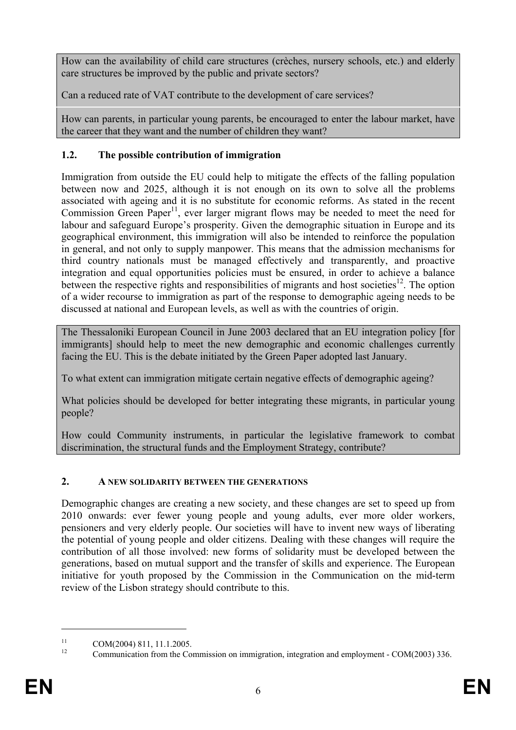How can the availability of child care structures (crèches, nursery schools, etc.) and elderly care structures be improved by the public and private sectors?

Can a reduced rate of VAT contribute to the development of care services?

How can parents, in particular young parents, be encouraged to enter the labour market, have the career that they want and the number of children they want?

### 1.2. The possible contribution of immigration

Immigration from outside the EU could help to mitigate the effects of the falling population between now and 2025, although it is not enough on its own to solve all the problems associated with ageing and it is no substitute for economic reforms. As stated in the recent Commission Green Paper[11], ever larger migrant flows may be needed to meet the need for labour and safeguard Europe's prosperity. Given the demographic situation in Europe and its geographical environment, this immigration will also be intended to reinforce the population in general, and not only to supply manpower. This means that the admission mechanisms for third country nationals must be managed effectively and transparently, and proactive integration and equal opportunities policies must be ensured, in order to achieve a balance between the respective rights and responsibilities of migrants and host societies[12]. The option of a wider recourse to immigration as part of the response to demographic ageing needs to be discussed at national and European levels, as well as with the countries of origin.

The Thessaloniki European Council in June 2003 declared that an EU integration policy [for immigrants] should help to meet the new demographic and economic challenges currently facing the EU. This is the debate initiated by the Green Paper adopted last January.

To what extent can immigration mitigate certain negative effects of demographic ageing?

What policies should be developed for better integrating these migrants, in particular young people?

How could Community instruments, in particular the legislative framework to combat discrimination, the structural funds and the Employment Strategy, contribute?

## 2. A NEW SOLIDARITY BETWEEN THE GENERATIONS

Demographic changes are creating a new society, and these changes are set to speed up from 2010 onwards: ever fewer young people and young adults, ever more older workers, pensioners and very elderly people. Our societies will have to invent new ways of liberating the potential of young people and older citizens. Dealing with these changes will require the contribution of all those involved: new forms of solidarity must be developed between the generations, based on mutual support and the transfer of skills and experience. The European initiative for youth proposed by the Commission in the Communication on the mid-term review of the Lisbon strategy should contribute to this.

---

[11] COM(2004) 811, 11.1.2005.

[12] Communication from the Commission on immigration, integration and employment - COM(2003) 336.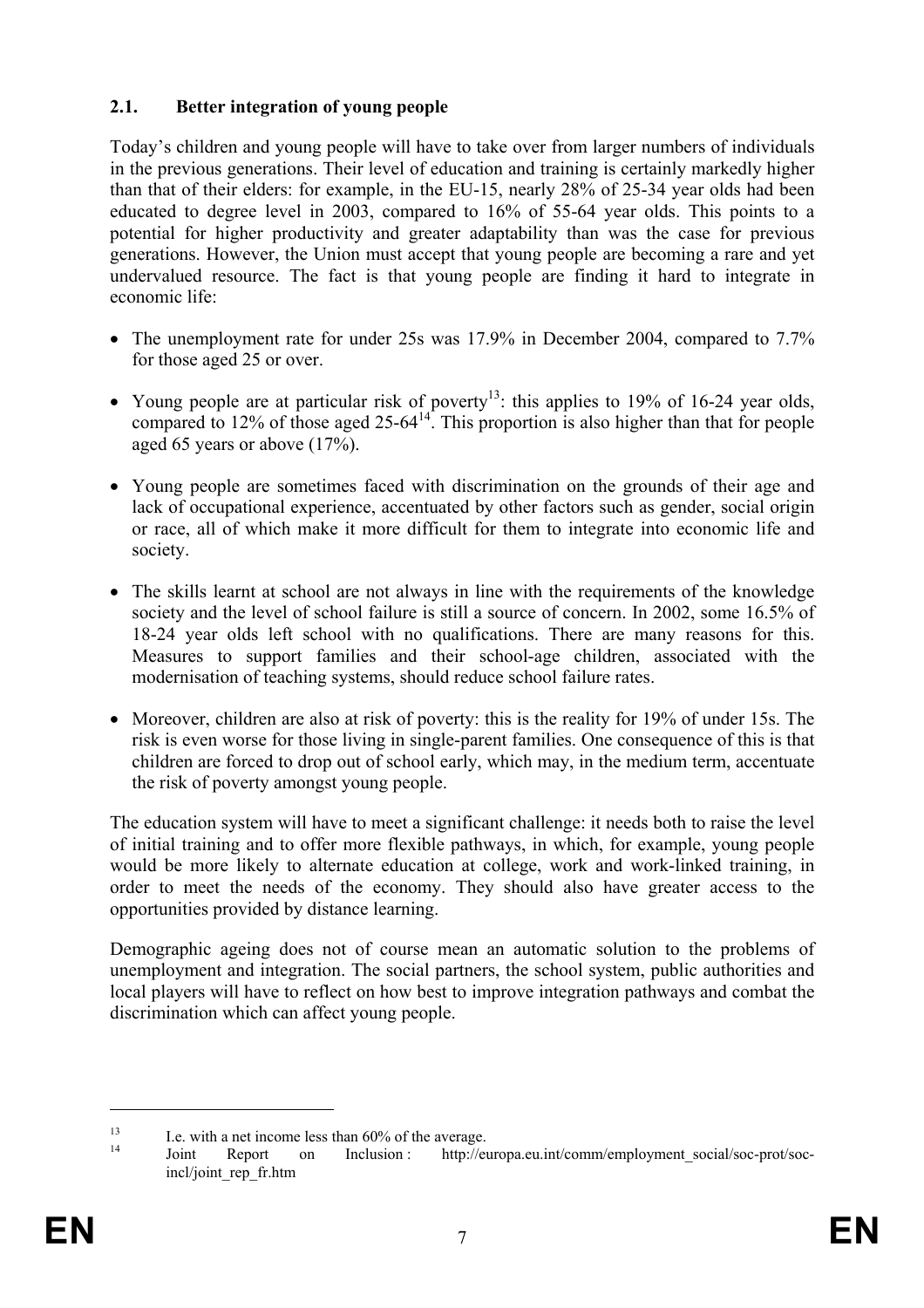### 2.1. Better integration of young people

Today's children and young people will have to take over from larger numbers of individuals in the previous generations. Their level of education and training is certainly markedly higher than that of their elders: for example, in the EU-15, nearly 28% of 25-34 year olds had been educated to degree level in 2003, compared to 16% of 55-64 year olds. This points to a potential for higher productivity and greater adaptability than was the case for previous generations. However, the Union must accept that young people are becoming a rare and yet undervalued resource. The fact is that young people are finding it hard to integrate in economic life:

- The unemployment rate for under 25s was 17.9% in December 2004, compared to 7.7% for those aged 25 or over.
- Young people are at particular risk of poverty[13]: this applies to 19% of 16-24 year olds, compared to 12% of those aged 25-64[14]. This proportion is also higher than that for people aged 65 years or above (17%).
- Young people are sometimes faced with discrimination on the grounds of their age and lack of occupational experience, accentuated by other factors such as gender, social origin or race, all of which make it more difficult for them to integrate into economic life and society.
- The skills learnt at school are not always in line with the requirements of the knowledge society and the level of school failure is still a source of concern. In 2002, some 16.5% of 18-24 year olds left school with no qualifications. There are many reasons for this. Measures to support families and their school-age children, associated with the modernisation of teaching systems, should reduce school failure rates.
- Moreover, children are also at risk of poverty: this is the reality for 19% of under 15s. The risk is even worse for those living in single-parent families. One consequence of this is that children are forced to drop out of school early, which may, in the medium term, accentuate the risk of poverty amongst young people.

The education system will have to meet a significant challenge: it needs both to raise the level of initial training and to offer more flexible pathways, in which, for example, young people would be more likely to alternate education at college, work and work-linked training, in order to meet the needs of the economy. They should also have greater access to the opportunities provided by distance learning.

Demographic ageing does not of course mean an automatic solution to the problems of unemployment and integration. The social partners, the school system, public authorities and local players will have to reflect on how best to improve integration pathways and combat the discrimination which can affect young people.

---

[13] I.e. with a net income less than 60% of the average.

[14] Joint Report on Inclusion : http://europa.eu.int/comm/employment_social/soc-prot/soc-incl/joint_rep_fr.htm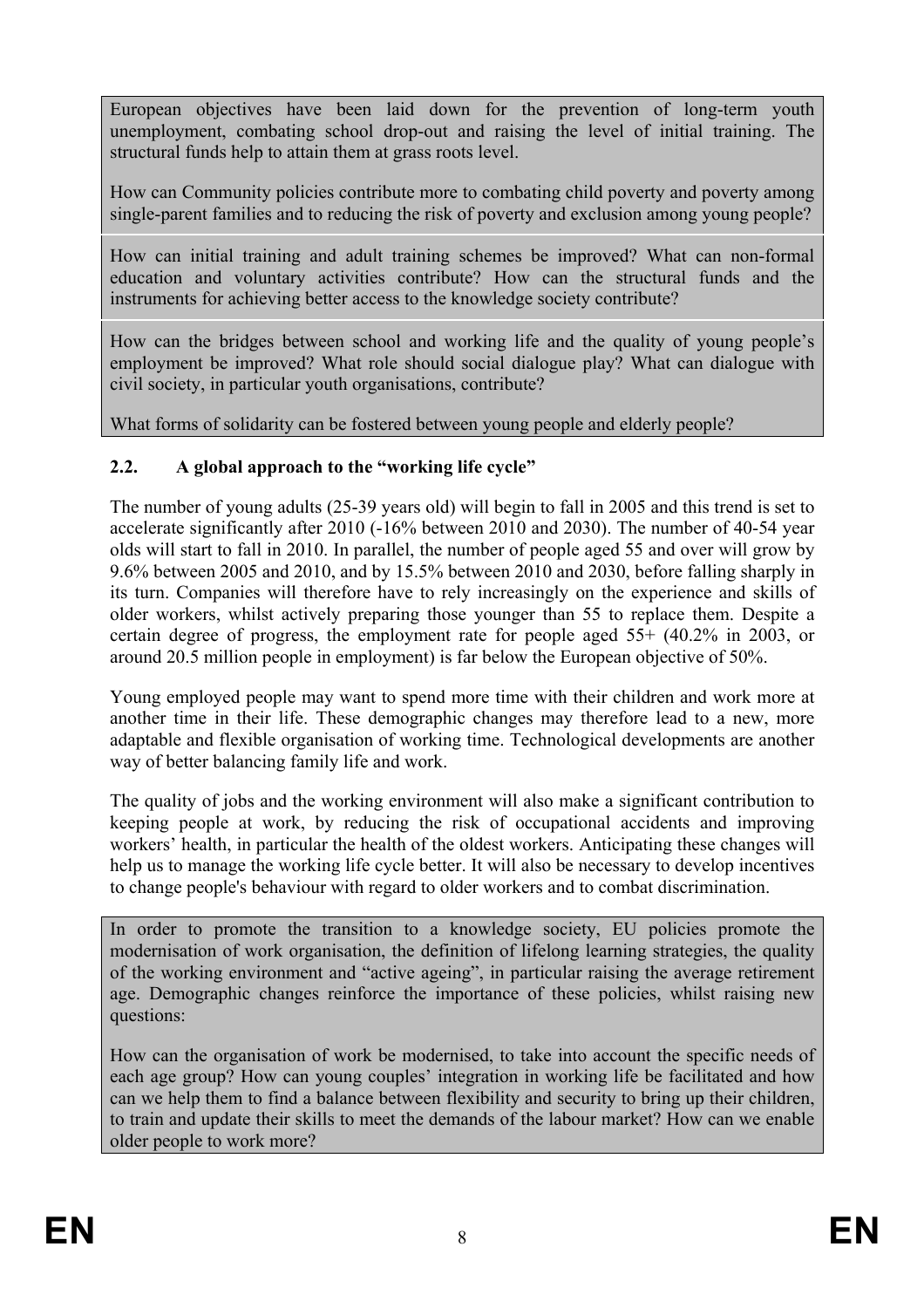European objectives have been laid down for the prevention of long-term youth unemployment, combating school drop-out and raising the level of initial training. The structural funds help to attain them at grass roots level.

How can Community policies contribute more to combating child poverty and poverty among single-parent families and to reducing the risk of poverty and exclusion among young people?

How can initial training and adult training schemes be improved? What can non-formal education and voluntary activities contribute? How can the structural funds and the instruments for achieving better access to the knowledge society contribute?

How can the bridges between school and working life and the quality of young people's employment be improved? What role should social dialogue play? What can dialogue with civil society, in particular youth organisations, contribute?

What forms of solidarity can be fostered between young people and elderly people?

### 2.2. A global approach to the "working life cycle"

The number of young adults (25-39 years old) will begin to fall in 2005 and this trend is set to accelerate significantly after 2010 (-16% between 2010 and 2030). The number of 40-54 year olds will start to fall in 2010. In parallel, the number of people aged 55 and over will grow by 9.6% between 2005 and 2010, and by 15.5% between 2010 and 2030, before falling sharply in its turn. Companies will therefore have to rely increasingly on the experience and skills of older workers, whilst actively preparing those younger than 55 to replace them. Despite a certain degree of progress, the employment rate for people aged 55+ (40.2% in 2003, or around 20.5 million people in employment) is far below the European objective of 50%.

Young employed people may want to spend more time with their children and work more at another time in their life. These demographic changes may therefore lead to a new, more adaptable and flexible organisation of working time. Technological developments are another way of better balancing family life and work.

The quality of jobs and the working environment will also make a significant contribution to keeping people at work, by reducing the risk of occupational accidents and improving workers' health, in particular the health of the oldest workers. Anticipating these changes will help us to manage the working life cycle better. It will also be necessary to develop incentives to change people's behaviour with regard to older workers and to combat discrimination.

In order to promote the transition to a knowledge society, EU policies promote the modernisation of work organisation, the definition of lifelong learning strategies, the quality of the working environment and "active ageing", in particular raising the average retirement age. Demographic changes reinforce the importance of these policies, whilst raising new questions:

How can the organisation of work be modernised, to take into account the specific needs of each age group? How can young couples' integration in working life be facilitated and how can we help them to find a balance between flexibility and security to bring up their children, to train and update their skills to meet the demands of the labour market? How can we enable older people to work more?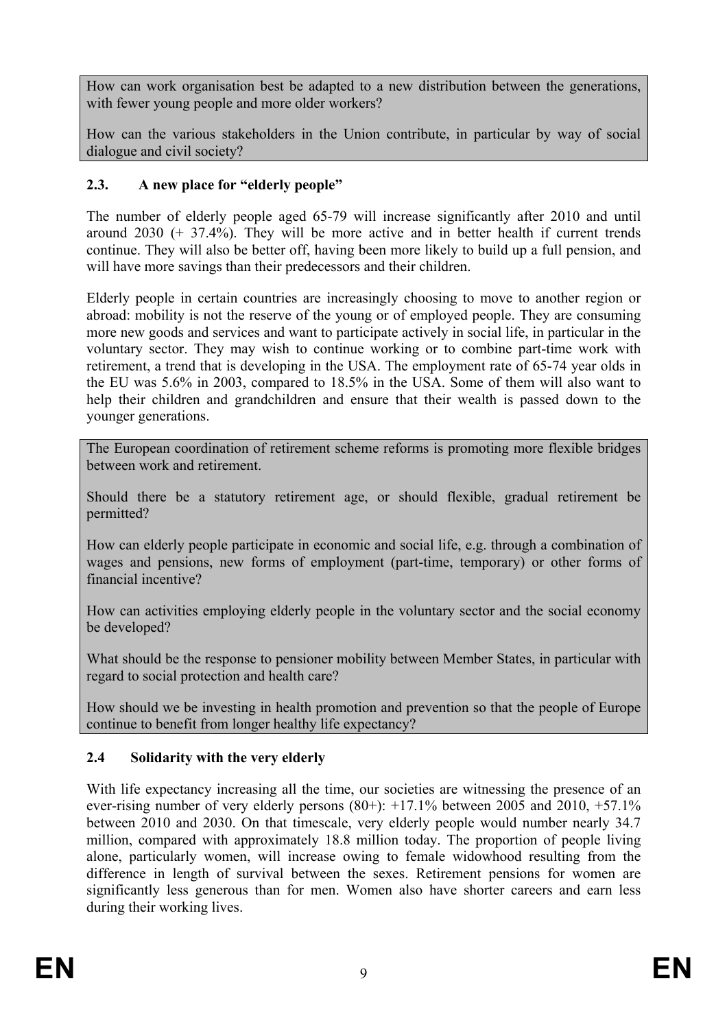How can work organisation best be adapted to a new distribution between the generations, with fewer young people and more older workers?

How can the various stakeholders in the Union contribute, in particular by way of social dialogue and civil society?

## 2.3. A new place for "elderly people"

The number of elderly people aged 65-79 will increase significantly after 2010 and until around 2030 (+ 37.4%). They will be more active and in better health if current trends continue. They will also be better off, having been more likely to build up a full pension, and will have more savings than their predecessors and their children.

Elderly people in certain countries are increasingly choosing to move to another region or abroad: mobility is not the reserve of the young or of employed people. They are consuming more new goods and services and want to participate actively in social life, in particular in the voluntary sector. They may wish to continue working or to combine part-time work with retirement, a trend that is developing in the USA. The employment rate of 65-74 year olds in the EU was 5.6% in 2003, compared to 18.5% in the USA. Some of them will also want to help their children and grandchildren and ensure that their wealth is passed down to the younger generations.

The European coordination of retirement scheme reforms is promoting more flexible bridges between work and retirement.

Should there be a statutory retirement age, or should flexible, gradual retirement be permitted?

How can elderly people participate in economic and social life, e.g. through a combination of wages and pensions, new forms of employment (part-time, temporary) or other forms of financial incentive?

How can activities employing elderly people in the voluntary sector and the social economy be developed?

What should be the response to pensioner mobility between Member States, in particular with regard to social protection and health care?

How should we be investing in health promotion and prevention so that the people of Europe continue to benefit from longer healthy life expectancy?

## 2.4 Solidarity with the very elderly

With life expectancy increasing all the time, our societies are witnessing the presence of an ever-rising number of very elderly persons (80+): +17.1% between 2005 and 2010, +57.1% between 2010 and 2030. On that timescale, very elderly people would number nearly 34.7 million, compared with approximately 18.8 million today. The proportion of people living alone, particularly women, will increase owing to female widowhood resulting from the difference in length of survival between the sexes. Retirement pensions for women are significantly less generous than for men. Women also have shorter careers and earn less during their working lives.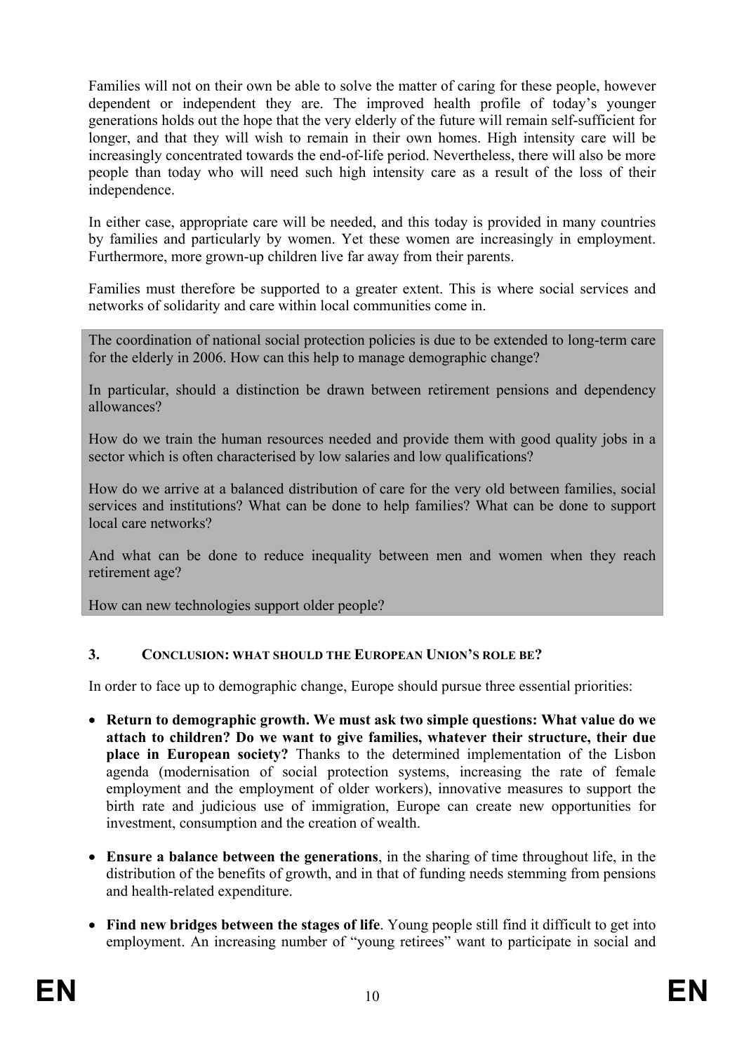Families will not on their own be able to solve the matter of caring for these people, however dependent or independent they are. The improved health profile of today's younger generations holds out the hope that the very elderly of the future will remain self-sufficient for longer, and that they will wish to remain in their own homes. High intensity care will be increasingly concentrated towards the end-of-life period. Nevertheless, there will also be more people than today who will need such high intensity care as a result of the loss of their independence.

In either case, appropriate care will be needed, and this today is provided in many countries by families and particularly by women. Yet these women are increasingly in employment. Furthermore, more grown-up children live far away from their parents.

Families must therefore be supported to a greater extent. This is where social services and networks of solidarity and care within local communities come in.

> The coordination of national social protection policies is due to be extended to long-term care for the elderly in 2006. How can this help to manage demographic change?
>
> In particular, should a distinction be drawn between retirement pensions and dependency allowances?
>
> How do we train the human resources needed and provide them with good quality jobs in a sector which is often characterised by low salaries and low qualifications?
>
> How do we arrive at a balanced distribution of care for the very old between families, social services and institutions? What can be done to help families? What can be done to support local care networks?
>
> And what can be done to reduce inequality between men and women when they reach retirement age?
>
> How can new technologies support older people?

## 3. CONCLUSION: WHAT SHOULD THE EUROPEAN UNION'S ROLE BE?

In order to face up to demographic change, Europe should pursue three essential priorities:

- **Return to demographic growth. We must ask two simple questions: What value do we attach to children? Do we want to give families, whatever their structure, their due place in European society?** Thanks to the determined implementation of the Lisbon agenda (modernisation of social protection systems, increasing the rate of female employment and the employment of older workers), innovative measures to support the birth rate and judicious use of immigration, Europe can create new opportunities for investment, consumption and the creation of wealth.
- **Ensure a balance between the generations**, in the sharing of time throughout life, in the distribution of the benefits of growth, and in that of funding needs stemming from pensions and health-related expenditure.
- **Find new bridges between the stages of life**. Young people still find it difficult to get into employment. An increasing number of "young retirees" want to participate in social and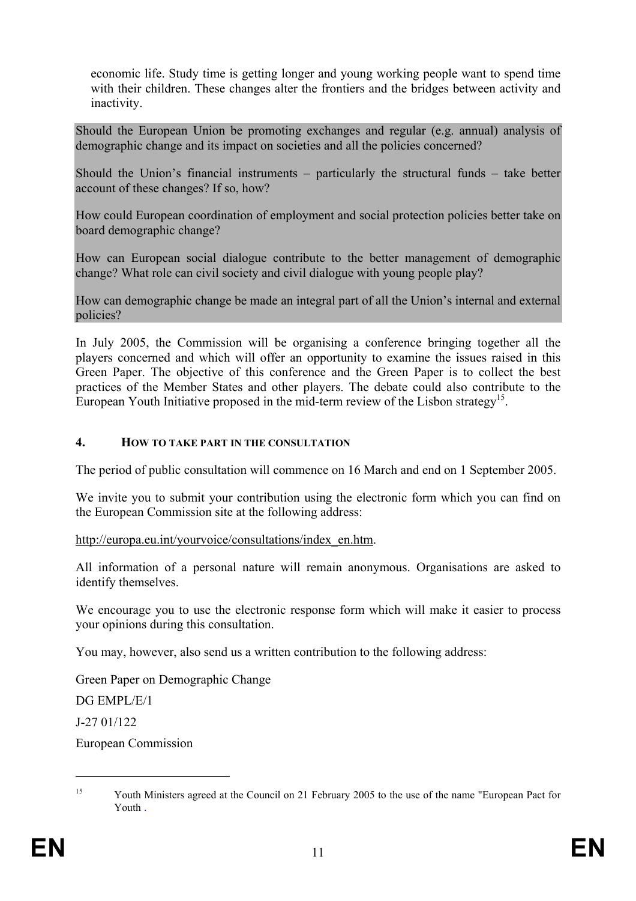economic life. Study time is getting longer and young working people want to spend time with their children. These changes alter the frontiers and the bridges between activity and inactivity.

Should the European Union be promoting exchanges and regular (e.g. annual) analysis of demographic change and its impact on societies and all the policies concerned?

Should the Union's financial instruments – particularly the structural funds – take better account of these changes? If so, how?

How could European coordination of employment and social protection policies better take on board demographic change?

How can European social dialogue contribute to the better management of demographic change? What role can civil society and civil dialogue with young people play?

How can demographic change be made an integral part of all the Union's internal and external policies?

In July 2005, the Commission will be organising a conference bringing together all the players concerned and which will offer an opportunity to examine the issues raised in this Green Paper. The objective of this conference and the Green Paper is to collect the best practices of the Member States and other players. The debate could also contribute to the European Youth Initiative proposed in the mid-term review of the Lisbon strategy[15].

## 4. HOW TO TAKE PART IN THE CONSULTATION

The period of public consultation will commence on 16 March and end on 1 September 2005.

We invite you to submit your contribution using the electronic form which you can find on the European Commission site at the following address:

http://europa.eu.int/yourvoice/consultations/index_en.htm.

All information of a personal nature will remain anonymous. Organisations are asked to identify themselves.

We encourage you to use the electronic response form which will make it easier to process your opinions during this consultation.

You may, however, also send us a written contribution to the following address:

Green Paper on Demographic Change

DG EMPL/E/1

J-27 01/122

European Commission

---

[15] Youth Ministers agreed at the Council on 21 February 2005 to the use of the name "European Pact for Youth .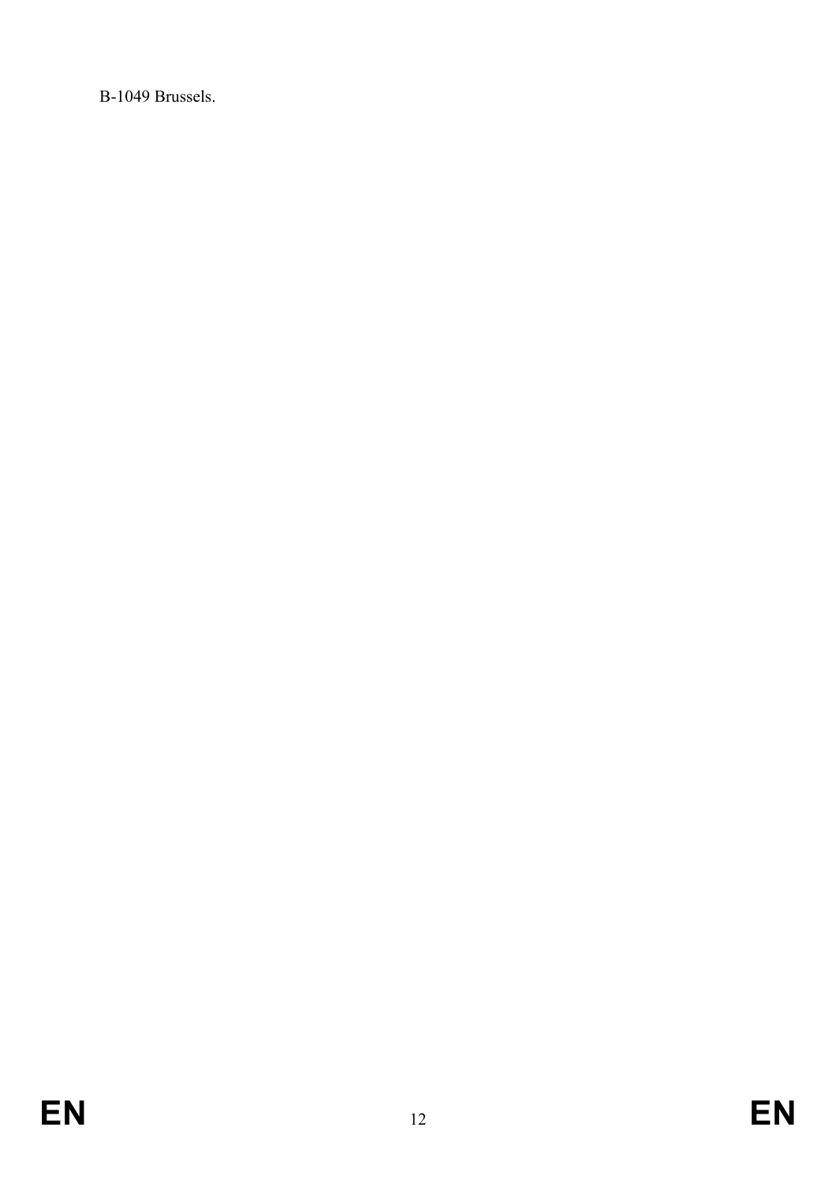B-1049 Brussels.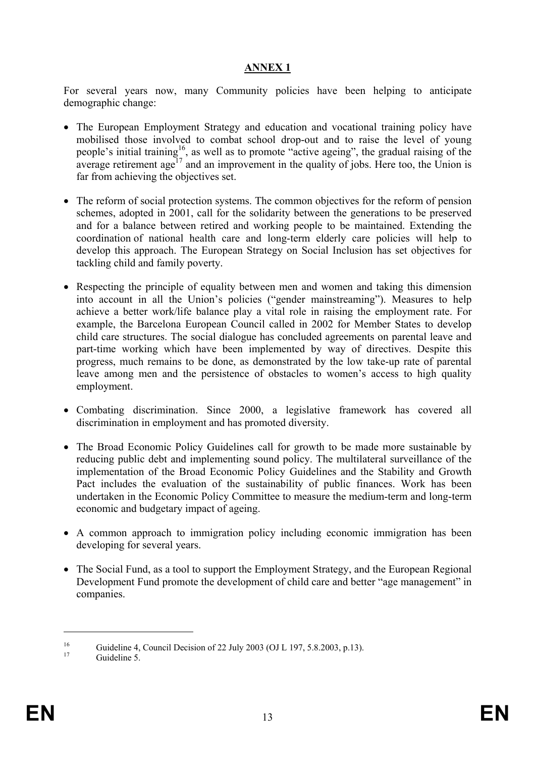## ANNEX 1

For several years now, many Community policies have been helping to anticipate demographic change:

- The European Employment Strategy and education and vocational training policy have mobilised those involved to combat school drop-out and to raise the level of young people's initial training[16], as well as to promote "active ageing", the gradual raising of the average retirement age[17] and an improvement in the quality of jobs. Here too, the Union is far from achieving the objectives set.
- The reform of social protection systems. The common objectives for the reform of pension schemes, adopted in 2001, call for the solidarity between the generations to be preserved and for a balance between retired and working people to be maintained. Extending the coordination of national health care and long-term elderly care policies will help to develop this approach. The European Strategy on Social Inclusion has set objectives for tackling child and family poverty.
- Respecting the principle of equality between men and women and taking this dimension into account in all the Union's policies ("gender mainstreaming"). Measures to help achieve a better work/life balance play a vital role in raising the employment rate. For example, the Barcelona European Council called in 2002 for Member States to develop child care structures. The social dialogue has concluded agreements on parental leave and part-time working which have been implemented by way of directives. Despite this progress, much remains to be done, as demonstrated by the low take-up rate of parental leave among men and the persistence of obstacles to women's access to high quality employment.
- Combating discrimination. Since 2000, a legislative framework has covered all discrimination in employment and has promoted diversity.
- The Broad Economic Policy Guidelines call for growth to be made more sustainable by reducing public debt and implementing sound policy. The multilateral surveillance of the implementation of the Broad Economic Policy Guidelines and the Stability and Growth Pact includes the evaluation of the sustainability of public finances. Work has been undertaken in the Economic Policy Committee to measure the medium-term and long-term economic and budgetary impact of ageing.
- A common approach to immigration policy including economic immigration has been developing for several years.
- The Social Fund, as a tool to support the Employment Strategy, and the European Regional Development Fund promote the development of child care and better "age management" in companies.

---

[16] Guideline 4, Council Decision of 22 July 2003 (OJ L 197, 5.8.2003, p.13).

[17] Guideline 5.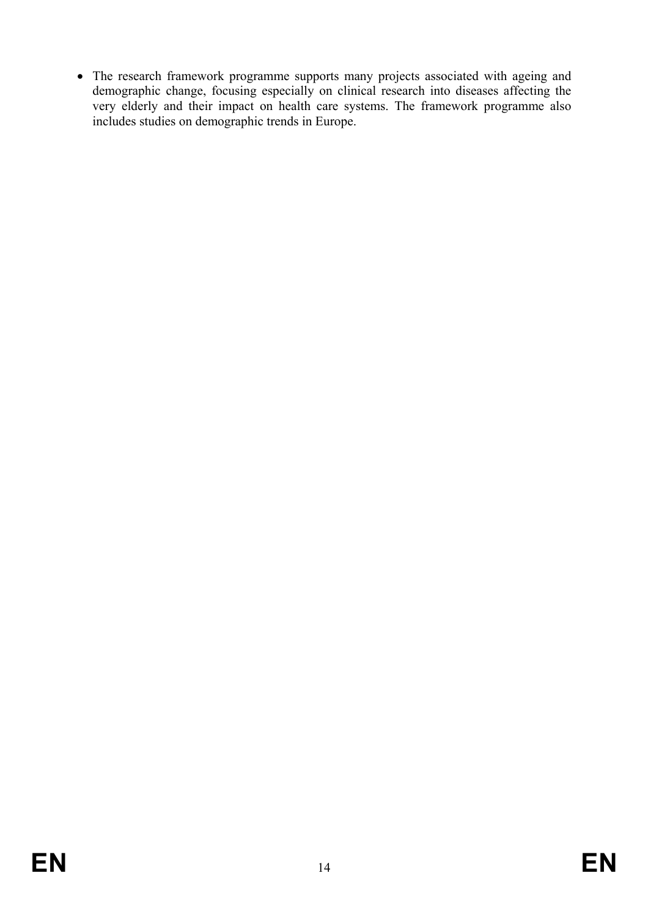- The research framework programme supports many projects associated with ageing and demographic change, focusing especially on clinical research into diseases affecting the very elderly and their impact on health care systems. The framework programme also includes studies on demographic trends in Europe.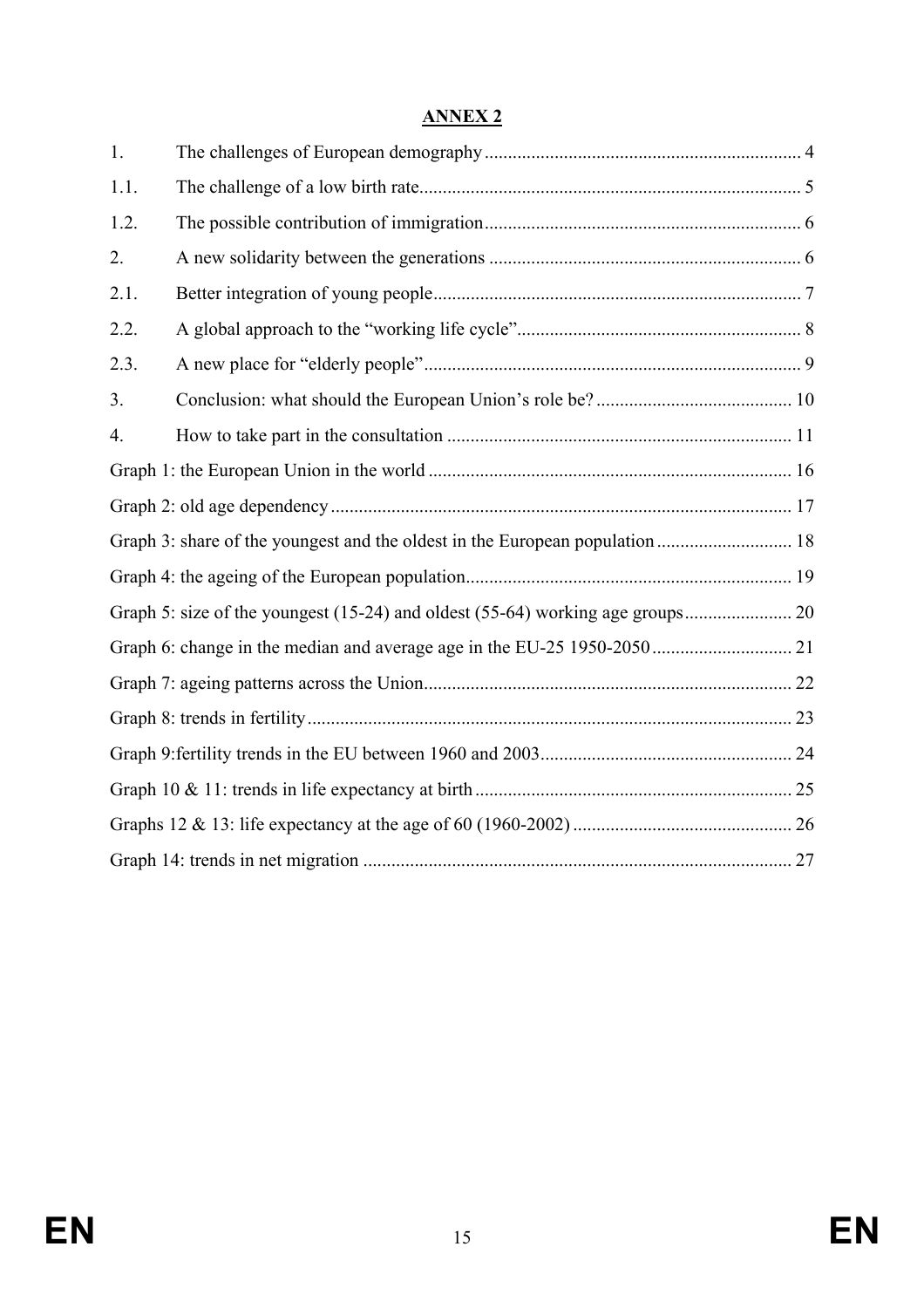## ANNEX 2

| | | |
|---|---|---|
| 1. | The challenges of European demography | 4 |
| 1.1. | The challenge of a low birth rate | 5 |
| 1.2. | The possible contribution of immigration | 6 |
| 2. | A new solidarity between the generations | 6 |
| 2.1. | Better integration of young people | 7 |
| 2.2. | A global approach to the "working life cycle" | 8 |
| 2.3. | A new place for "elderly people" | 9 |
| 3. | Conclusion: what should the European Union's role be? | 10 |
| 4. | How to take part in the consultation | 11 |

Graph 1: the European Union in the world .......... 16

Graph 2: old age dependency .......... 17

Graph 3: share of the youngest and the oldest in the European population .......... 18

Graph 4: the ageing of the European population .......... 19

Graph 5: size of the youngest (15-24) and oldest (55-64) working age groups .......... 20

Graph 6: change in the median and average age in the EU-25 1950-2050 .......... 21

Graph 7: ageing patterns across the Union .......... 22

Graph 8: trends in fertility .......... 23

Graph 9: fertility trends in the EU between 1960 and 2003 .......... 24

Graph 10 & 11: trends in life expectancy at birth .......... 25

Graphs 12 & 13: life expectancy at the age of 60 (1960-2002) .......... 26

Graph 14: trends in net migration .......... 27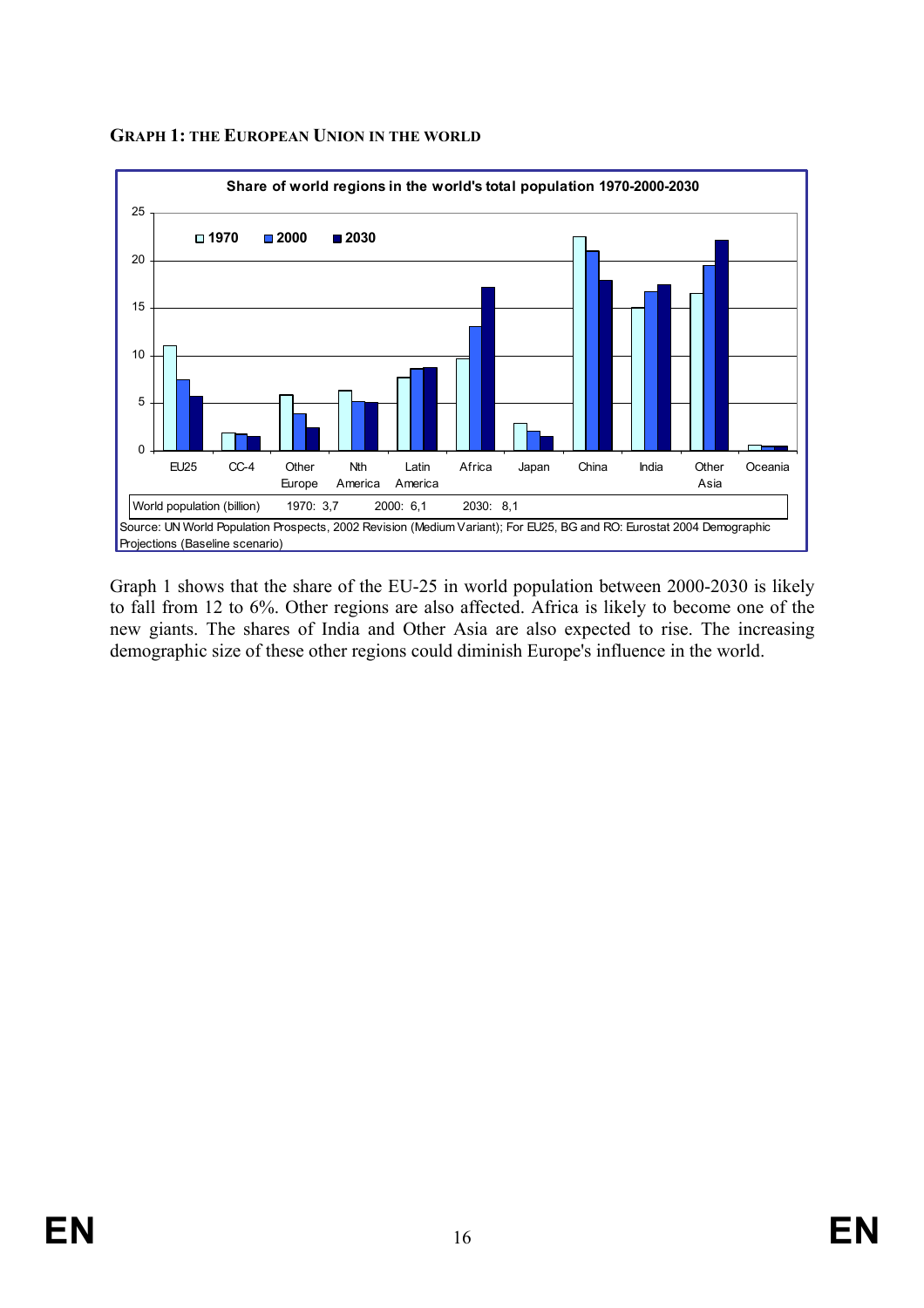**GRAPH 1: THE EUROPEAN UNION IN THE WORLD**

**Share of world regions in the world's total population 1970-2000-2030**

| World population (billion) | 1970: 3,7 | 2000: 6,1 | 2030: 8,1 |
|---|---|---|---|

Source: UN World Population Prospects, 2002 Revision (Medium Variant); For EU25, BG and RO: Eurostat 2004 Demographic Projections (Baseline scenario)

Graph 1 shows that the share of the EU-25 in world population between 2000-2030 is likely to fall from 12 to 6%. Other regions are also affected. Africa is likely to become one of the new giants. The shares of India and Other Asia are also expected to rise. The increasing demographic size of these other regions could diminish Europe's influence in the world.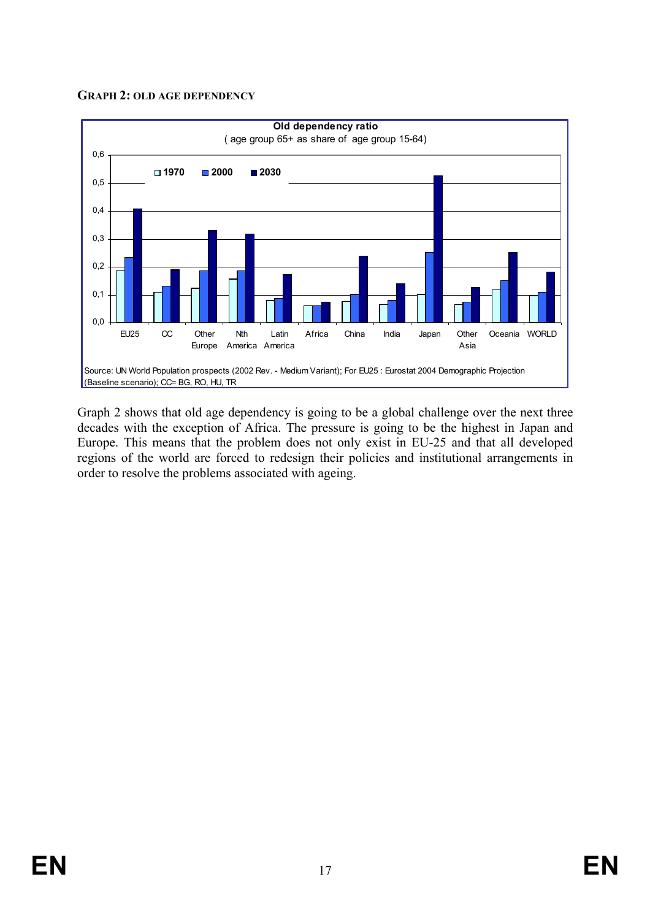**GRAPH 2: OLD AGE DEPENDENCY**

**Old dependency ratio**
( age group 65+ as share of age group 15-64)

Source: UN World Population prospects (2002 Rev. - Medium Variant); For EU25 : Eurostat 2004 Demographic Projection (Baseline scenario); CC= BG, RO, HU, TR

Graph 2 shows that old age dependency is going to be a global challenge over the next three decades with the exception of Africa. The pressure is going to be the highest in Japan and Europe. This means that the problem does not only exist in EU-25 and that all developed regions of the world are forced to redesign their policies and institutional arrangements in order to resolve the problems associated with ageing.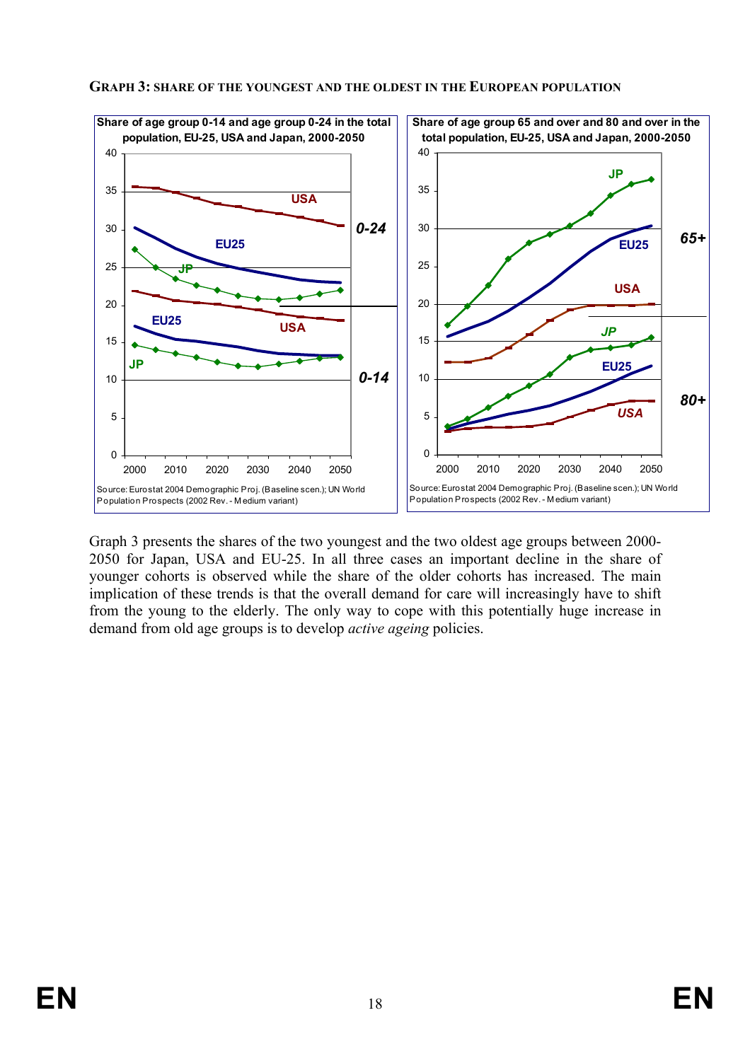**GRAPH 3: SHARE OF THE YOUNGEST AND THE OLDEST IN THE EUROPEAN POPULATION**

Share of age group 0-14 and age group 0-24 in the total population, EU-25, USA and Japan, 2000-2050

Source: Eurostat 2004 Demographic Proj. (Baseline scen.); UN World Population Prospects (2002 Rev. - Medium variant)

Share of age group 65 and over and 80 and over in the total population, EU-25, USA and Japan, 2000-2050

Source: Eurostat 2004 Demographic Proj. (Baseline scen.); UN World Population Prospects (2002 Rev. - Medium variant)

Graph 3 presents the shares of the two youngest and the two oldest age groups between 2000-2050 for Japan, USA and EU-25. In all three cases an important decline in the share of younger cohorts is observed while the share of the older cohorts has increased. The main implication of these trends is that the overall demand for care will increasingly have to shift from the young to the elderly. The only way to cope with this potentially huge increase in demand from old age groups is to develop *active ageing* policies.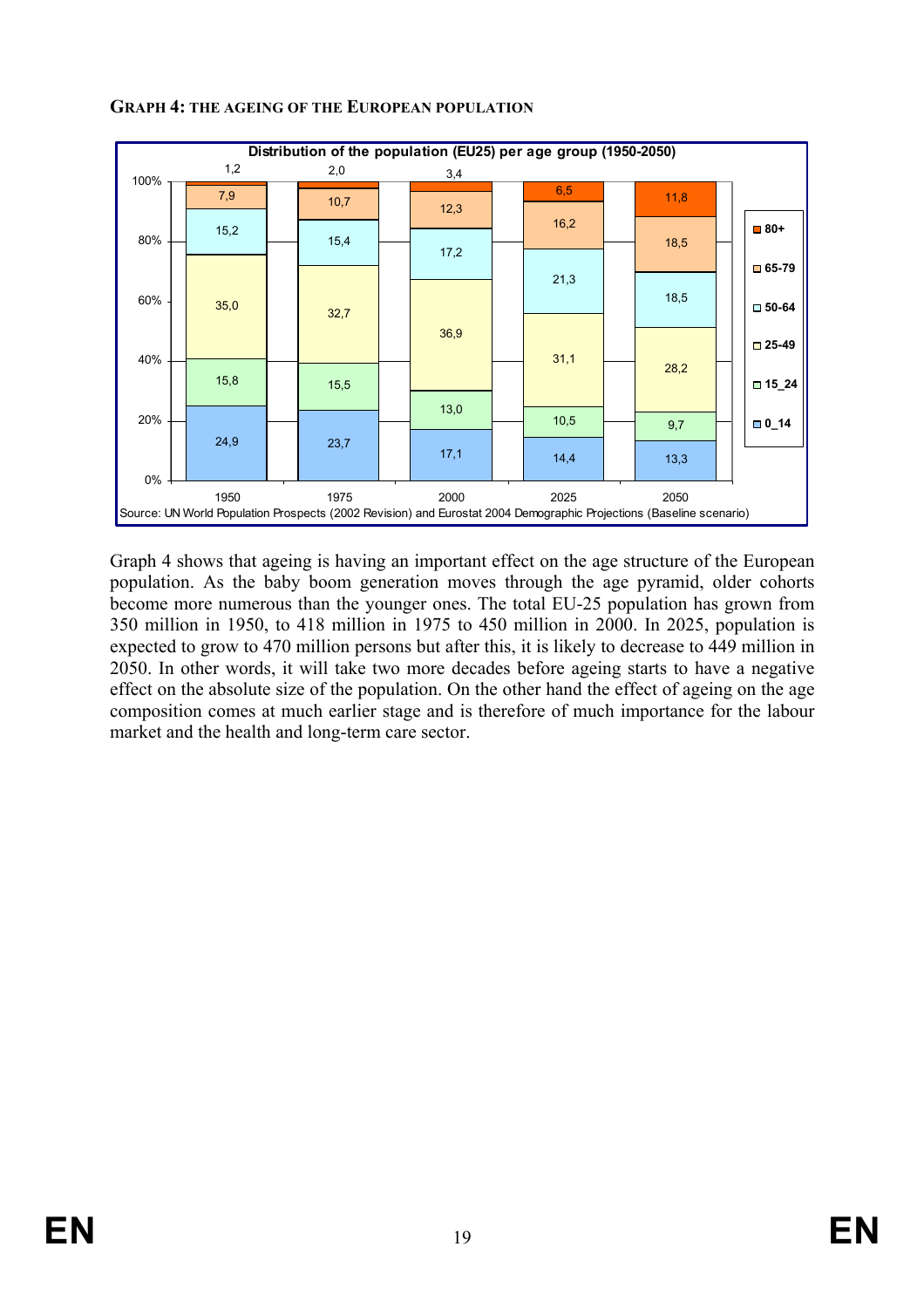**GRAPH 4: THE AGEING OF THE EUROPEAN POPULATION**

**Distribution of the population (EU25) per age group (1950-2050)**

| Age group | 1950 | 1975 | 2000 | 2025 | 2050 |
|---|---|---|---|---|---|
| 80+ | 1,2 | 2,0 | 3,4 | 6,5 | 11,8 |
| 65-79 | 7,9 | 10,7 | 12,3 | 16,2 | 18,5 |
| 50-64 | 15,2 | 15,4 | 17,2 | 21,3 | 18,5 |
| 25-49 | 35,0 | 32,7 | 36,9 | 31,1 | 28,2 |
| 15_24 | 15,8 | 15,5 | 13,0 | 10,5 | 9,7 |
| 0_14 | 24,9 | 23,7 | 17,1 | 14,4 | 13,3 |

Source: UN World Population Prospects (2002 Revision) and Eurostat 2004 Demographic Projections (Baseline scenario)

Graph 4 shows that ageing is having an important effect on the age structure of the European population. As the baby boom generation moves through the age pyramid, older cohorts become more numerous than the younger ones. The total EU-25 population has grown from 350 million in 1950, to 418 million in 1975 to 450 million in 2000. In 2025, population is expected to grow to 470 million persons but after this, it is likely to decrease to 449 million in 2050. In other words, it will take two more decades before ageing starts to have a negative effect on the absolute size of the population. On the other hand the effect of ageing on the age composition comes at much earlier stage and is therefore of much importance for the labour market and the health and long-term care sector.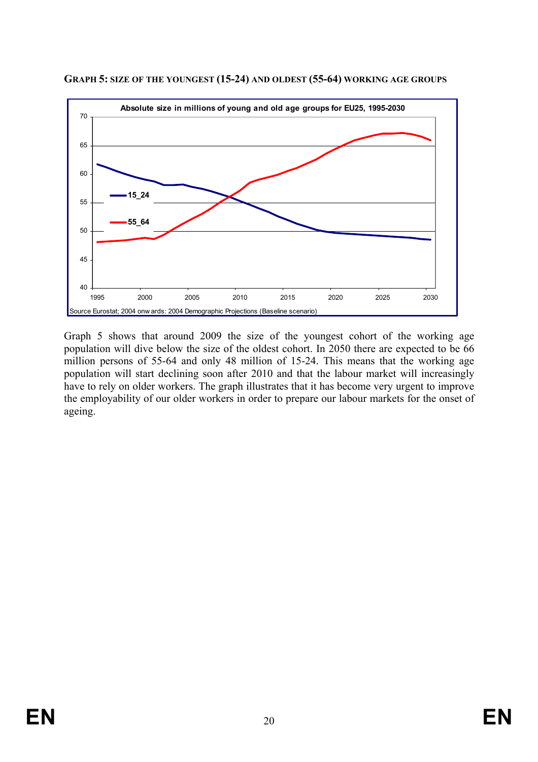**GRAPH 5: SIZE OF THE YOUNGEST (15-24) AND OLDEST (55-64) WORKING AGE GROUPS**

Graph 5 shows that around 2009 the size of the youngest cohort of the working age population will dive below the size of the oldest cohort. In 2050 there are expected to be 66 million persons of 55-64 and only 48 million of 15-24. This means that the working age population will start declining soon after 2010 and that the labour market will increasingly have to rely on older workers. The graph illustrates that it has become very urgent to improve the employability of our older workers in order to prepare our labour markets for the onset of ageing.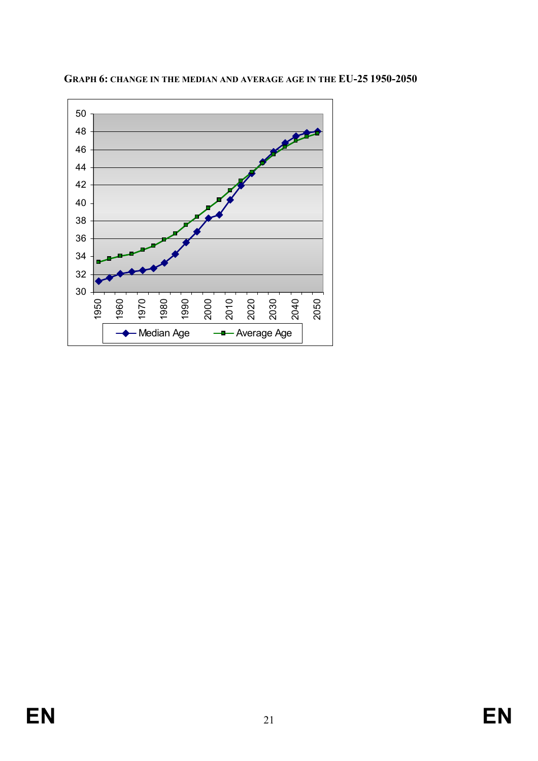**GRAPH 6: CHANGE IN THE MEDIAN AND AVERAGE AGE IN THE EU-25 1950-2050**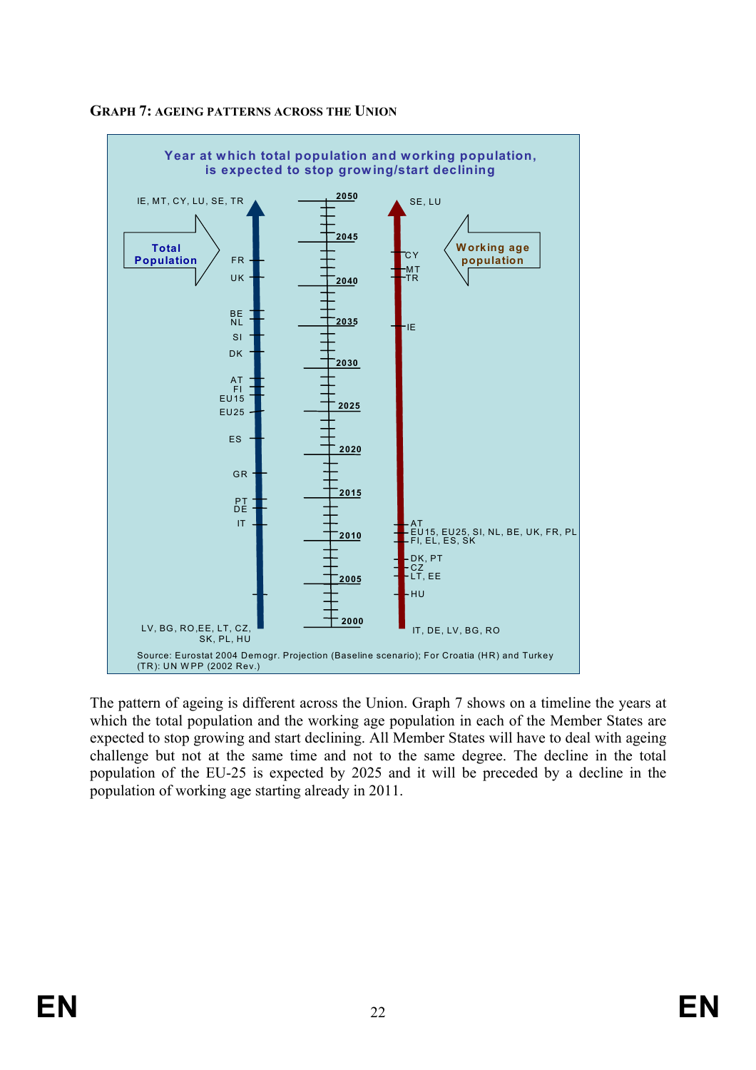**GRAPH 7: AGEING PATTERNS ACROSS THE UNION**

Year at which total population and working population, is expected to stop growing/start declining

| Year | Total Population | Working age population |
|---|---|---|
| 2050 | IE, MT, CY, LU, SE, TR | SE, LU |
| ~2043 | FR | CY |
| ~2041 | UK | MT, TR |
| ~2037 | BE, NL | |
| ~2035 | | IE |
| ~2034 | SI | |
| ~2032 | DK | |
| ~2028 | AT, FI, EU15 | |
| ~2025 | EU25 | |
| ~2022 | ES | |
| ~2018 | GR | |
| ~2014 | PT, DE | |
| ~2012 | IT | AT |
| ~2011 | | EU15, EU25, SI, NL, BE, UK, FR, PL, FI, EL, ES, SK |
| ~2008 | | DK, PT, CZ, LT, EE |
| ~2006 | | HU |
| 2000 | LV, BG, RO, EE, LT, CZ, SK, PL, HU | IT, DE, LV, BG, RO |

Source: Eurostat 2004 Demogr. Projection (Baseline scenario); For Croatia (HR) and Turkey (TR): UN WPP (2002 Rev.)

The pattern of ageing is different across the Union. Graph 7 shows on a timeline the years at which the total population and the working age population in each of the Member States are expected to stop growing and start declining. All Member States will have to deal with ageing challenge but not at the same time and not to the same degree. The decline in the total population of the EU-25 is expected by 2025 and it will be preceded by a decline in the population of working age starting already in 2011.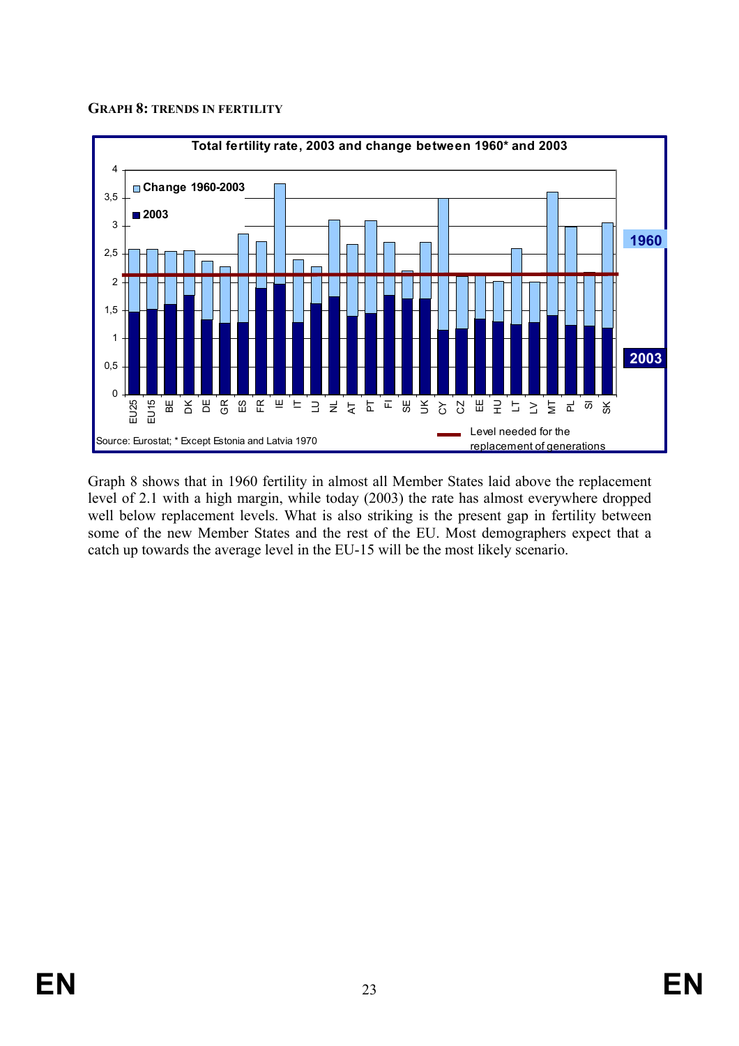**GRAPH 8: TRENDS IN FERTILITY**

Total fertility rate, 2003 and change between 1960* and 2003

Source: Eurostat; * Except Estonia and Latvia 1970

Graph 8 shows that in 1960 fertility in almost all Member States laid above the replacement level of 2.1 with a high margin, while today (2003) the rate has almost everywhere dropped well below replacement levels. What is also striking is the present gap in fertility between some of the new Member States and the rest of the EU. Most demographers expect that a catch up towards the average level in the EU-15 will be the most likely scenario.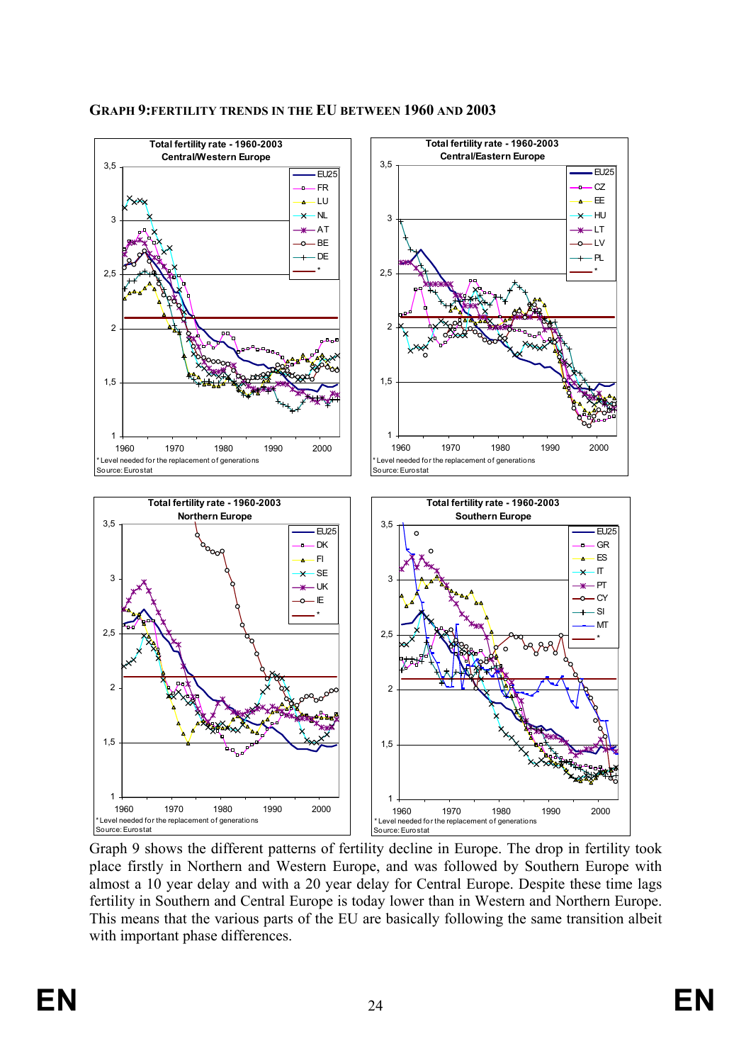## GRAPH 9: FERTILITY TRENDS IN THE EU BETWEEN 1960 AND 2003

**Total fertility rate - 1960-2003 — Central/Western Europe**

EU25, FR, LU, NL, AT, BE, DE, *

\* Level needed for the replacement of generations
Source: Eurostat

**Total fertility rate - 1960-2003 — Central/Eastern Europe**

EU25, CZ, EE, HU, LT, LV, PL, *

\* Level needed for the replacement of generations
Source: Eurostat

**Total fertility rate - 1960-2003 — Northern Europe**

EU25, DK, FI, SE, UK, IE, *

\* Level needed for the replacement of generations
Source: Eurostat

**Total fertility rate - 1960-2003 — Southern Europe**

EU25, GR, ES, IT, PT, CY, SI, MT, *

\* Level needed for the replacement of generations
Source: Eurostat

Graph 9 shows the different patterns of fertility decline in Europe. The drop in fertility took place firstly in Northern and Western Europe, and was followed by Southern Europe with almost a 10 year delay and with a 20 year delay for Central Europe. Despite these time lags fertility in Southern and Central Europe is today lower than in Western and Northern Europe. This means that the various parts of the EU are basically following the same transition albeit with important phase differences.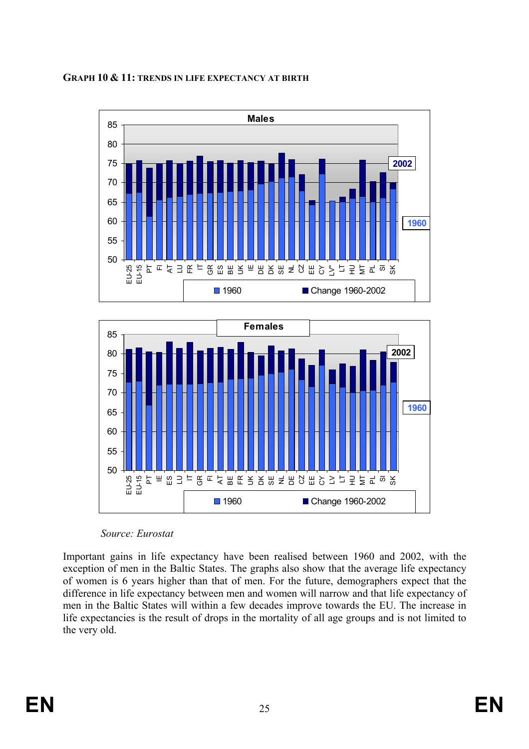**Graph 10 & 11: Trends in life expectancy at birth**

*Source: Eurostat*

Important gains in life expectancy have been realised between 1960 and 2002, with the exception of men in the Baltic States. The graphs also show that the average life expectancy of women is 6 years higher than that of men. For the future, demographers expect that the difference in life expectancy between men and women will narrow and that life expectancy of men in the Baltic States will within a few decades improve towards the EU. The increase in life expectancies is the result of drops in the mortality of all age groups and is not limited to the very old.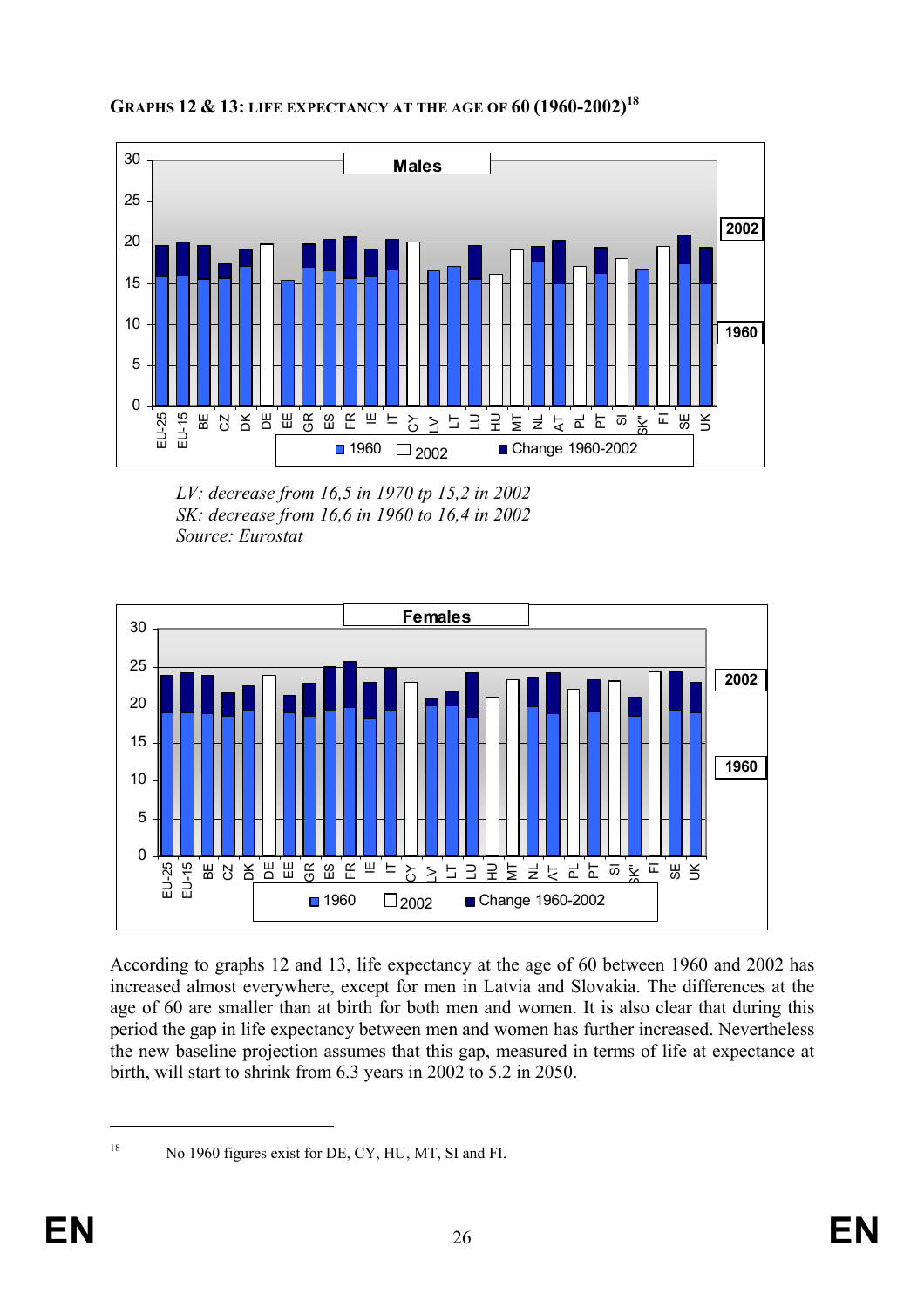**GRAPHS 12 & 13: LIFE EXPECTANCY AT THE AGE OF 60 (1960-2002)**[18]

*LV: decrease from 16,5 in 1970 tp 15,2 in 2002*
*SK: decrease from 16,6 in 1960 to 16,4 in 2002*
*Source: Eurostat*

According to graphs 12 and 13, life expectancy at the age of 60 between 1960 and 2002 has increased almost everywhere, except for men in Latvia and Slovakia. The differences at the age of 60 are smaller than at birth for both men and women. It is also clear that during this period the gap in life expectancy between men and women has further increased. Nevertheless the new baseline projection assumes that this gap, measured in terms of life at expectance at birth, will start to shrink from 6.3 years in 2002 to 5.2 in 2050.

---

[18] No 1960 figures exist for DE, CY, HU, MT, SI and FI.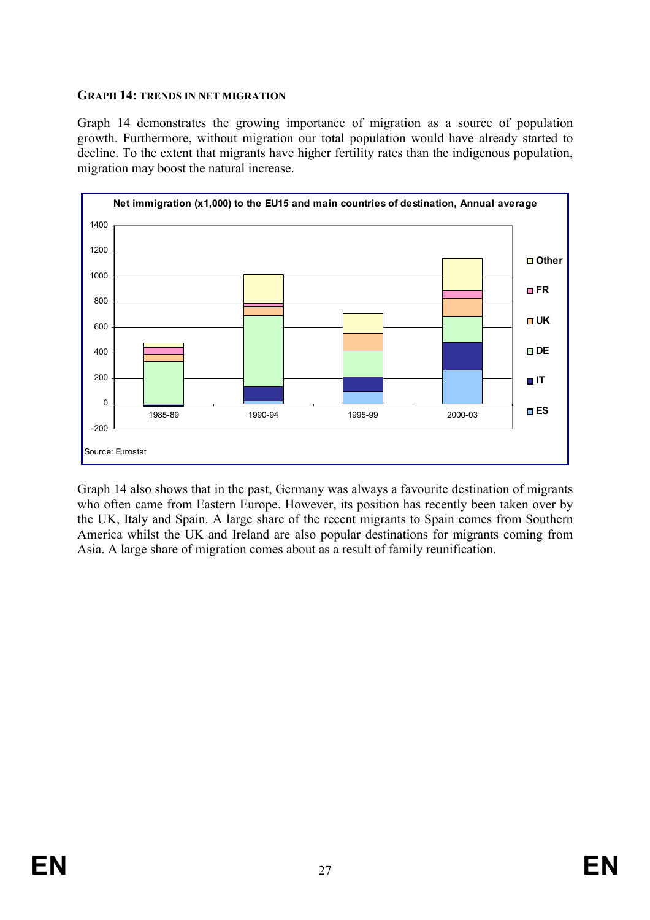**GRAPH 14: TRENDS IN NET MIGRATION**

Graph 14 demonstrates the growing importance of migration as a source of population growth. Furthermore, without migration our total population would have already started to decline. To the extent that migrants have higher fertility rates than the indigenous population, migration may boost the natural increase.

Net immigration (x1,000) to the EU15 and main countries of destination, Annual average

1400
1200
1000
800
600
400
200
0
-200

1985-89
1990-94
1995-99
2000-03

Other
FR
UK
DE
IT
ES

Source: Eurostat

Graph 14 also shows that in the past, Germany was always a favourite destination of migrants who often came from Eastern Europe. However, its position has recently been taken over by the UK, Italy and Spain. A large share of the recent migrants to Spain comes from Southern America whilst the UK and Ireland are also popular destinations for migrants coming from Asia. A large share of migration comes about as a result of family reunification.